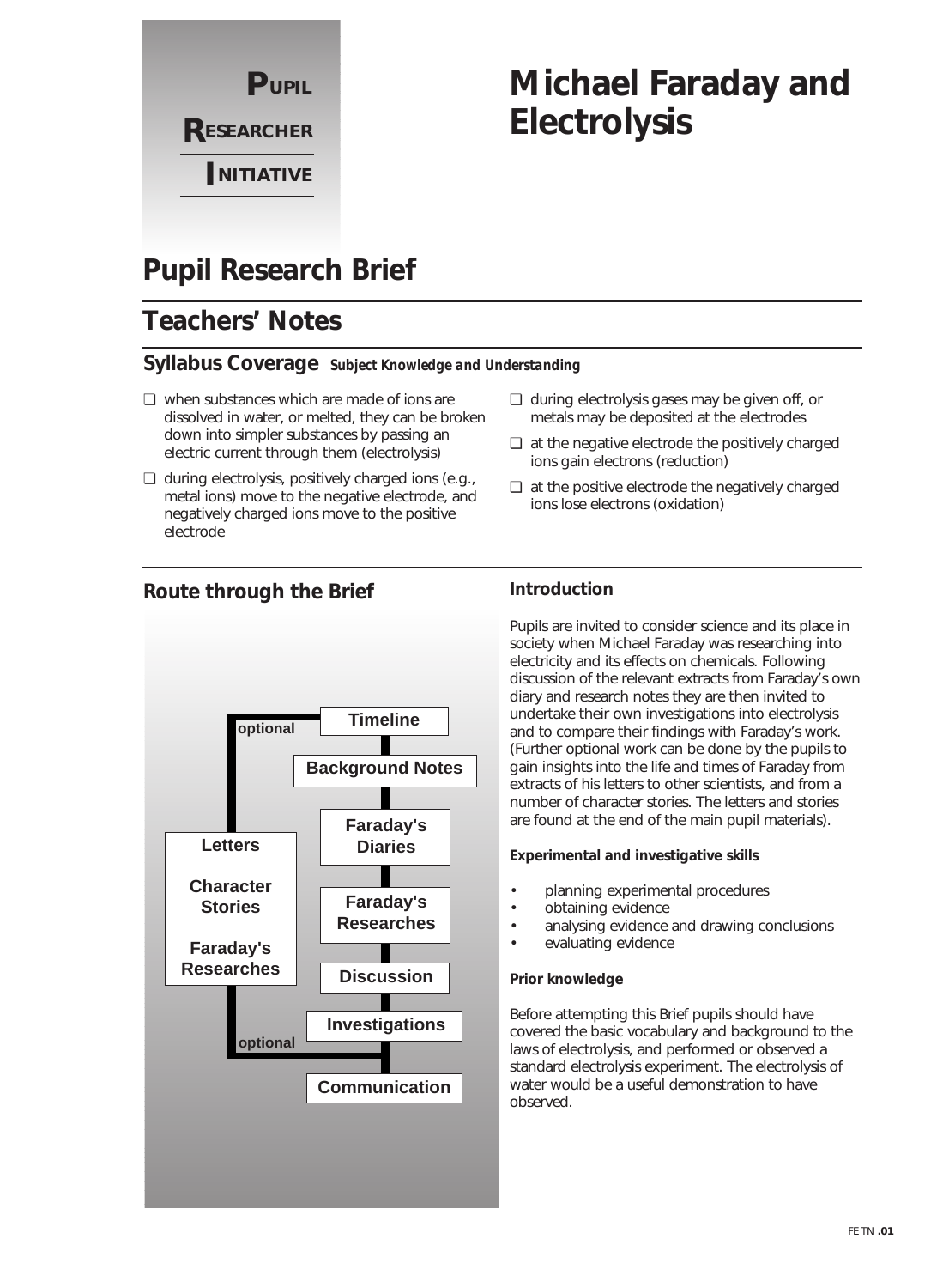**PUPIL RESEARCHER INITIATIVE**

# Michael Faraday and Electrolysis

## Pupil Research Brief

## Teachers' Notes

### Syllabus Coverage *Subject Knowledge and Understanding*

- ❑ when substances which are made of ions are dissolved in water, or melted, they can be broken down into simpler substances by passing an electric current through them (electrolysis)
- ❑ during electrolysis, positively charged ions (e.g., metal ions) move to the negative electrode, and negatively charged ions move to the positive electrode
- ❑ during electrolysis gases may be given off, or metals may be deposited at the electrodes
- ❑ at the negative electrode the positively charged ions gain electrons (reduction)
- ❑ at the positive electrode the negatively charged ions lose electrons (oxidation)

### Route through the Brief

Timeline → Background Notes → Faraday's Diaries → Faraday's Researches → Discussion → Investigations → Communication

Optional: Letters, Character Stories, Faraday's Researches (branching from Timeline and rejoining at Communication)

### Introduction

Pupils are invited to consider science and its place in society when Michael Faraday was researching into electricity and its effects on chemicals. Following discussion of the relevant extracts from Faraday's own diary and research notes they are then invited to undertake their own investigations into electrolysis and to compare their findings with Faraday's work. (Further optional work can be done by the pupils to gain insights into the life and times of Faraday from extracts of his letters to other scientists, and from a number of character stories. The letters and stories are found at the end of the main pupil materials).

**Experimental and investigative skills**

- planning experimental procedures
- obtaining evidence
- analysing evidence and drawing conclusions
- evaluating evidence

**Prior knowledge**

Before attempting this Brief pupils should have covered the basic vocabulary and background to the laws of electrolysis, and performed or observed a standard electrolysis experiment. The electrolysis of water would be a useful demonstration to have observed.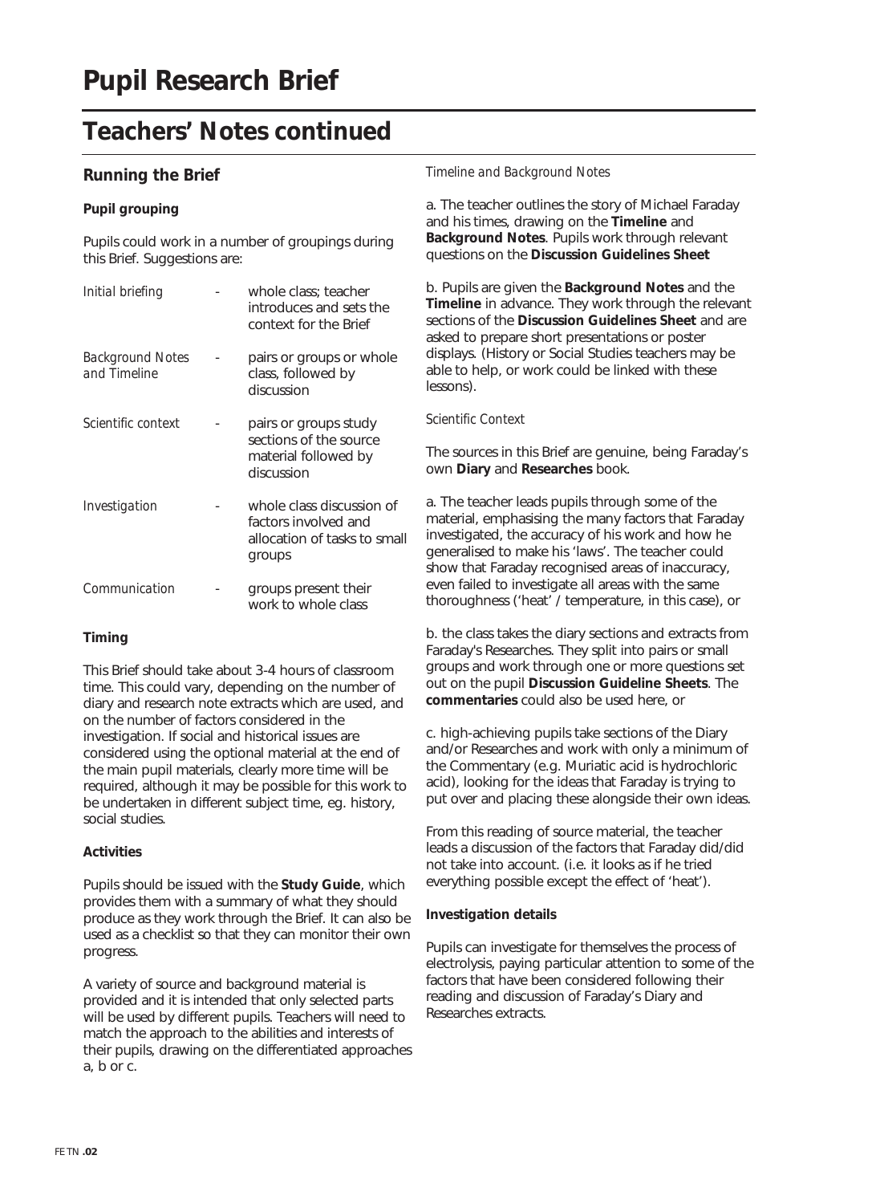# Pupil Research Brief

## Teachers' Notes continued

### Running the Brief

**Pupil grouping**

Pupils could work in a number of groupings during this Brief. Suggestions are:

| | | |
|---|---|---|
| *Initial briefing* | - | whole class; teacher introduces and sets the context for the Brief |
| *Background Notes and Timeline* | - | pairs or groups or whole class, followed by discussion |
| *Scientific context* | - | pairs or groups study sections of the source material followed by discussion |
| *Investigation* | - | whole class discussion of factors involved and allocation of tasks to small groups |
| *Communication* | - | groups present their work to whole class |

**Timing**

This Brief should take about 3-4 hours of classroom time. This could vary, depending on the number of diary and research note extracts which are used, and on the number of factors considered in the investigation. If social and historical issues are considered using the optional material at the end of the main pupil materials, clearly more time will be required, although it may be possible for this work to be undertaken in different subject time, eg. history, social studies.

**Activities**

Pupils should be issued with the **Study Guide**, which provides them with a summary of what they should produce as they work through the Brief. It can also be used as a checklist so that they can monitor their own progress.

A variety of source and background material is provided and it is intended that only selected parts will be used by different pupils. Teachers will need to match the approach to the abilities and interests of their pupils, drawing on the differentiated approaches a, b or c.

*Timeline and Background Notes*

a. The teacher outlines the story of Michael Faraday and his times, drawing on the **Timeline** and **Background Notes**. Pupils work through relevant questions on the **Discussion Guidelines Sheet**

b. Pupils are given the **Background Notes** and the **Timeline** in advance. They work through the relevant sections of the **Discussion Guidelines Sheet** and are asked to prepare short presentations or poster displays. (History or Social Studies teachers may be able to help, or work could be linked with these lessons).

*Scientific Context*

The sources in this Brief are genuine, being Faraday's own **Diary** and **Researches** book.

a. The teacher leads pupils through some of the material, emphasising the many factors that Faraday investigated, the accuracy of his work and how he generalised to make his 'laws'. The teacher could show that Faraday recognised areas of inaccuracy, even failed to investigate all areas with the same thoroughness ('heat' / temperature, in this case), or

b. the class takes the diary sections and extracts from Faraday's Researches. They split into pairs or small groups and work through one or more questions set out on the pupil **Discussion Guideline Sheets**. The **commentaries** could also be used here, or

c. high-achieving pupils take sections of the Diary and/or Researches and work with only a minimum of the Commentary (e.g. Muriatic acid is hydrochloric acid), looking for the ideas that Faraday is trying to put over and placing these alongside their own ideas.

From this reading of source material, the teacher leads a discussion of the factors that Faraday did/did not take into account. (i.e. it looks as if he tried everything possible except the effect of 'heat').

**Investigation details**

Pupils can investigate for themselves the process of electrolysis, paying particular attention to some of the factors that have been considered following their reading and discussion of Faraday's Diary and Researches extracts.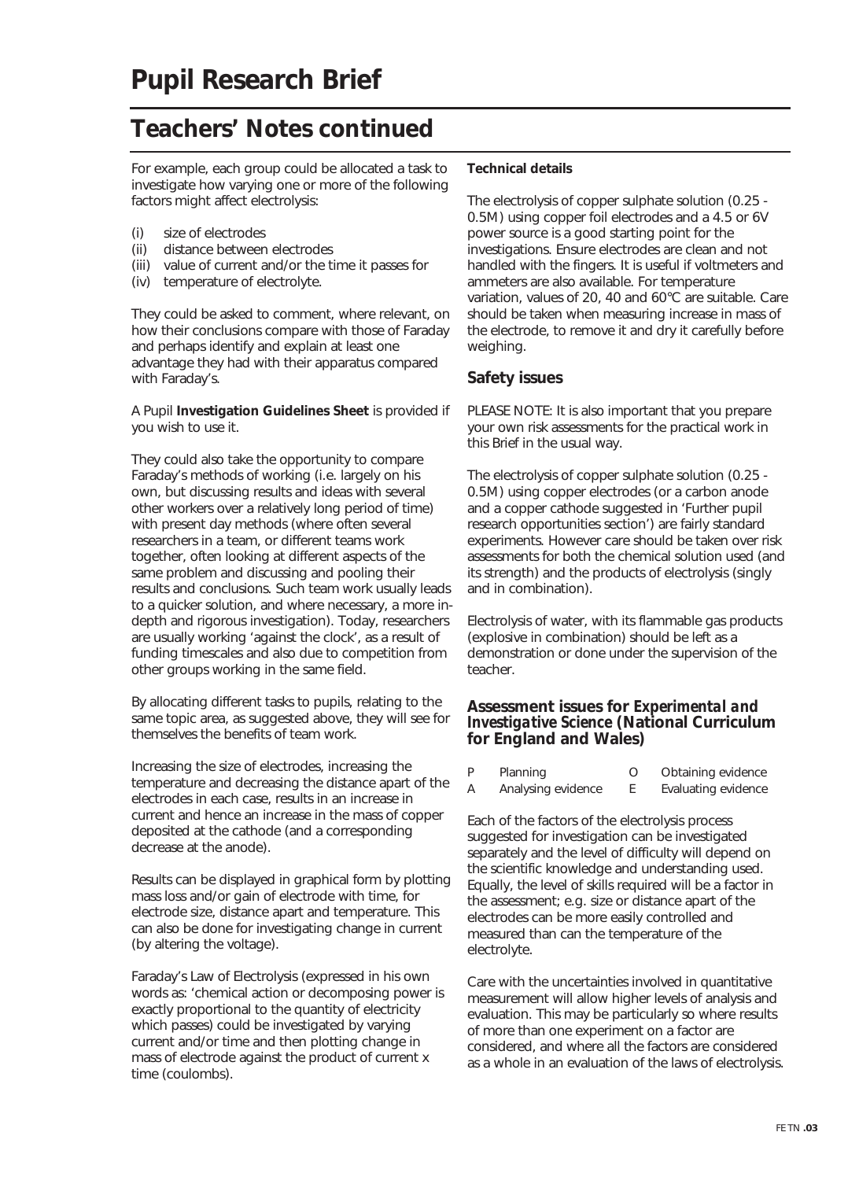# Pupil Research Brief

## Teachers' Notes continued

For example, each group could be allocated a task to investigate how varying one or more of the following factors might affect electrolysis:

(i) size of electrodes
(ii) distance between electrodes
(iii) value of current and/or the time it passes for
(iv) temperature of electrolyte.

They could be asked to comment, where relevant, on how their conclusions compare with those of Faraday and perhaps identify and explain at least one advantage they had with their apparatus compared with Faraday's.

A Pupil **Investigation Guidelines Sheet** is provided if you wish to use it.

They could also take the opportunity to compare Faraday's methods of working (i.e. largely on his own, but discussing results and ideas with several other workers over a relatively long period of time) with present day methods (where often several researchers in a team, or different teams work together, often looking at different aspects of the same problem and discussing and pooling their results and conclusions. Such team work usually leads to a quicker solution, and where necessary, a more in-depth and rigorous investigation). Today, researchers are usually working 'against the clock', as a result of funding timescales and also due to competition from other groups working in the same field.

By allocating different tasks to pupils, relating to the same topic area, as suggested above, they will see for themselves the benefits of team work.

Increasing the size of electrodes, increasing the temperature and decreasing the distance apart of the electrodes in each case, results in an increase in current and hence an increase in the mass of copper deposited at the cathode (and a corresponding decrease at the anode).

Results can be displayed in graphical form by plotting mass loss and/or gain of electrode with time, for electrode size, distance apart and temperature. This can also be done for investigating change in current (by altering the voltage).

Faraday's Law of Electrolysis (expressed in his own words as: 'chemical action or decomposing power is exactly proportional to the quantity of electricity which passes) could be investigated by varying current and/or time and then plotting change in mass of electrode against the product of current x time (coulombs).

**Technical details**

The electrolysis of copper sulphate solution (0.25 - 0.5M) using copper foil electrodes and a 4.5 or 6V power source is a good starting point for the investigations. Ensure electrodes are clean and not handled with the fingers. It is useful if voltmeters and ammeters are also available. For temperature variation, values of 20, 40 and 60°C are suitable. Care should be taken when measuring increase in mass of the electrode, to remove it and dry it carefully before weighing.

### Safety issues

PLEASE NOTE: It is also important that you prepare your own risk assessments for the practical work in this Brief in the usual way.

The electrolysis of copper sulphate solution (0.25 - 0.5M) using copper electrodes (or a carbon anode and a copper cathode suggested in 'Further pupil research opportunities section') are fairly standard experiments. However care should be taken over risk assessments for both the chemical solution used (and its strength) and the products of electrolysis (singly and in combination).

Electrolysis of water, with its flammable gas products (explosive in combination) should be left as a demonstration or done under the supervision of the teacher.

### Assessment issues for *Experimental and Investigative Science* (National Curriculum for England and Wales)

| | | | |
|---|---|---|---|
| P | Planning | O | Obtaining evidence |
| A | Analysing evidence | E | Evaluating evidence |

Each of the factors of the electrolysis process suggested for investigation can be investigated separately and the level of difficulty will depend on the scientific knowledge and understanding used. Equally, the level of skills required will be a factor in the assessment; e.g. size or distance apart of the electrodes can be more easily controlled and measured than can the temperature of the electrolyte.

Care with the uncertainties involved in quantitative measurement will allow higher levels of analysis and evaluation. This may be particularly so where results of more than one experiment on a factor are considered, and where all the factors are considered as a whole in an evaluation of the laws of electrolysis.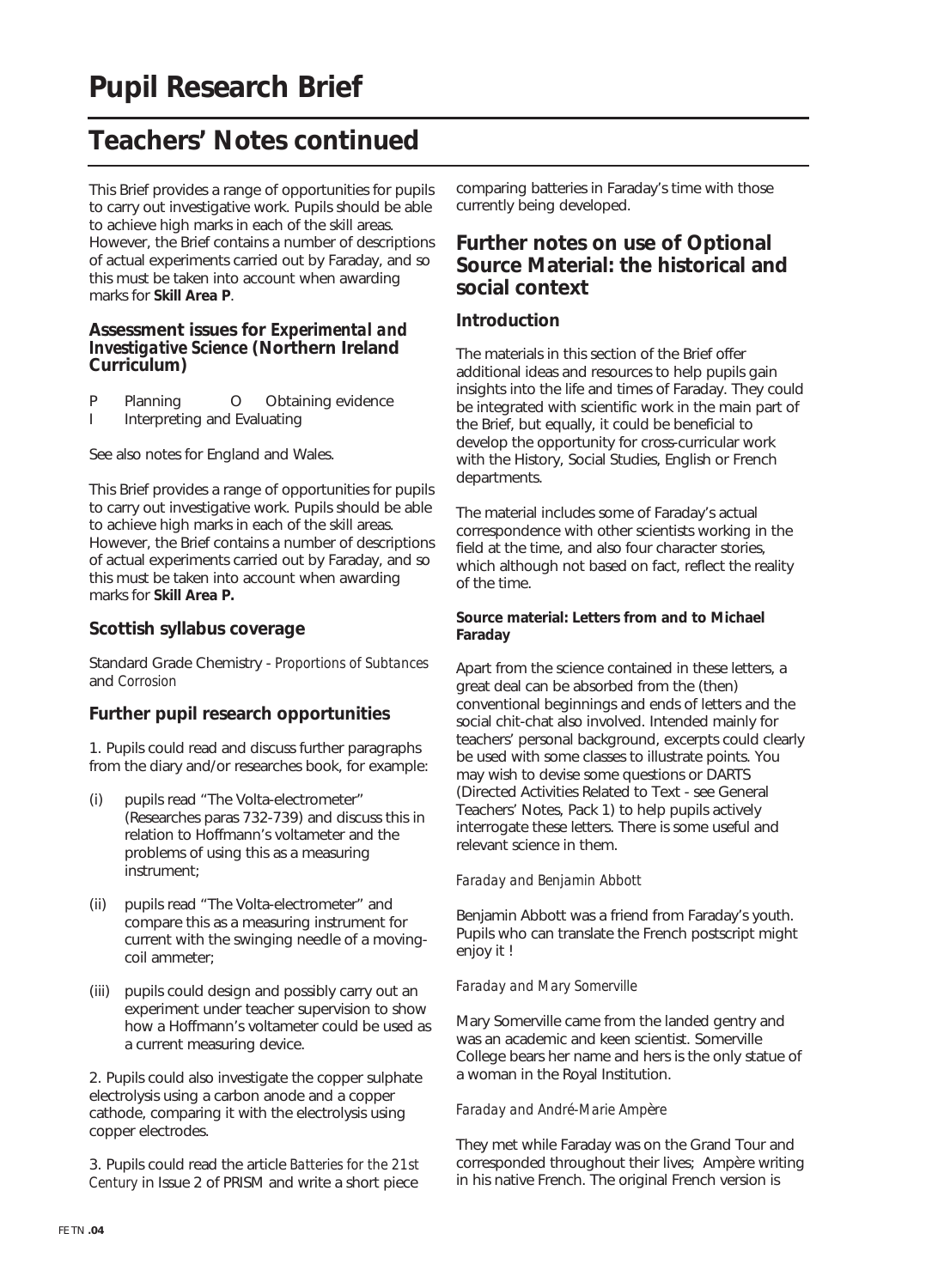# Pupil Research Brief

## Teachers' Notes continued

This Brief provides a range of opportunities for pupils to carry out investigative work. Pupils should be able to achieve high marks in each of the skill areas. However, the Brief contains a number of descriptions of actual experiments carried out by Faraday, and so this must be taken into account when awarding marks for **Skill Area P**.

### Assessment issues for *Experimental and Investigative Science* (Northern Ireland Curriculum)

P Planning O Obtaining evidence
I Interpreting and Evaluating

See also notes for England and Wales.

This Brief provides a range of opportunities for pupils to carry out investigative work. Pupils should be able to achieve high marks in each of the skill areas. However, the Brief contains a number of descriptions of actual experiments carried out by Faraday, and so this must be taken into account when awarding marks for **Skill Area P.**

### Scottish syllabus coverage

Standard Grade Chemistry - *Proportions of Subtances* and *Corrosion*

### Further pupil research opportunities

1. Pupils could read and discuss further paragraphs from the diary and/or researches book, for example:

(i) pupils read "The Volta-electrometer" (Researches paras 732-739) and discuss this in relation to Hoffmann's voltameter and the problems of using this as a measuring instrument;

(ii) pupils read "The Volta-electrometer" and compare this as a measuring instrument for current with the swinging needle of a moving-coil ammeter;

(iii) pupils could design and possibly carry out an experiment under teacher supervision to show how a Hoffmann's voltameter could be used as a current measuring device.

2. Pupils could also investigate the copper sulphate electrolysis using a carbon anode and a copper cathode, comparing it with the electrolysis using copper electrodes.

3. Pupils could read the article *Batteries for the 21st Century* in Issue 2 of PRISM and write a short piece comparing batteries in Faraday's time with those currently being developed.

## Further notes on use of Optional Source Material: the historical and social context

### Introduction

The materials in this section of the Brief offer additional ideas and resources to help pupils gain insights into the life and times of Faraday. They could be integrated with scientific work in the main part of the Brief, but equally, it could be beneficial to develop the opportunity for cross-curricular work with the History, Social Studies, English or French departments.

The material includes some of Faraday's actual correspondence with other scientists working in the field at the time, and also four character stories, which although not based on fact, reflect the reality of the time.

#### Source material: Letters from and to Michael Faraday

Apart from the science contained in these letters, a great deal can be absorbed from the (then) conventional beginnings and ends of letters and the social chit-chat also involved. Intended mainly for teachers' personal background, excerpts could clearly be used with some classes to illustrate points. You may wish to devise some questions or DARTS (Directed Activities Related to Text - see General Teachers' Notes, Pack 1) to help pupils actively interrogate these letters. There is some useful and relevant science in them.

*Faraday and Benjamin Abbott*

Benjamin Abbott was a friend from Faraday's youth. Pupils who can translate the French postscript might enjoy it !

*Faraday and Mary Somerville*

Mary Somerville came from the landed gentry and was an academic and keen scientist. Somerville College bears her name and hers is the only statue of a woman in the Royal Institution.

*Faraday and André-Marie Ampère*

They met while Faraday was on the Grand Tour and corresponded throughout their lives; Ampère writing in his native French. The original French version is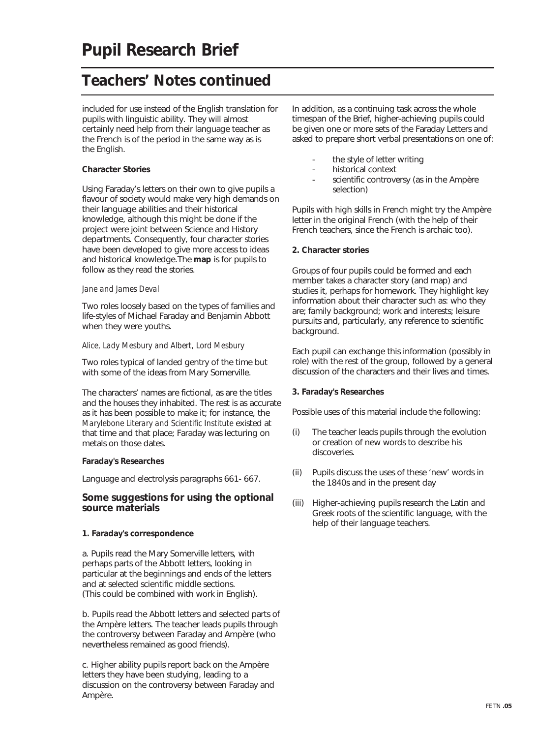# Pupil Research Brief

## Teachers' Notes continued

included for use instead of the English translation for pupils with linguistic ability. They will almost certainly need help from their language teacher as the French is of the period in the same way as is the English.

**Character Stories**

Using Faraday's letters on their own to give pupils a flavour of society would make very high demands on their language abilities and their historical knowledge, although this might be done if the project were joint between Science and History departments. Consequently, four character stories have been developed to give more access to ideas and historical knowledge.The **map** is for pupils to follow as they read the stories.

*Jane and James Deval*

Two roles loosely based on the types of families and life-styles of Michael Faraday and Benjamin Abbott when they were youths.

*Alice, Lady Mesbury and Albert, Lord Mesbury*

Two roles typical of landed gentry of the time but with some of the ideas from Mary Somerville.

The characters' names are fictional, as are the titles and the houses they inhabited. The rest is as accurate as it has been possible to make it; for instance, the *Marylebone Literary and Scientific Institute* existed at that time and that place; Faraday was lecturing on metals on those dates.

**Faraday's Researches**

Language and electrolysis paragraphs 661- 667.

### Some suggestions for using the optional source materials

**1. Faraday's correspondence**

a. Pupils read the Mary Somerville letters, with perhaps parts of the Abbott letters, looking in particular at the beginnings and ends of the letters and at selected scientific middle sections. (This could be combined with work in English).

b. Pupils read the Abbott letters and selected parts of the Ampère letters. The teacher leads pupils through the controversy between Faraday and Ampère (who nevertheless remained as good friends).

c. Higher ability pupils report back on the Ampère letters they have been studying, leading to a discussion on the controversy between Faraday and Ampère.

In addition, as a continuing task across the whole timespan of the Brief, higher-achieving pupils could be given one or more sets of the Faraday Letters and asked to prepare short verbal presentations on one of:

- the style of letter writing
- historical context
- scientific controversy (as in the Ampère selection)

Pupils with high skills in French might try the Ampère letter in the original French (with the help of their French teachers, since the French is archaic too).

**2. Character stories**

Groups of four pupils could be formed and each member takes a character story (and map) and studies it, perhaps for homework. They highlight key information about their character such as: who they are; family background; work and interests; leisure pursuits and, particularly, any reference to scientific background.

Each pupil can exchange this information (possibly in role) with the rest of the group, followed by a general discussion of the characters and their lives and times.

**3. Faraday's Researches**

Possible uses of this material include the following:

(i) The teacher leads pupils through the evolution or creation of new words to describe his discoveries.

(ii) Pupils discuss the uses of these 'new' words in the 1840s and in the present day

(iii) Higher-achieving pupils research the Latin and Greek roots of the scientific language, with the help of their language teachers.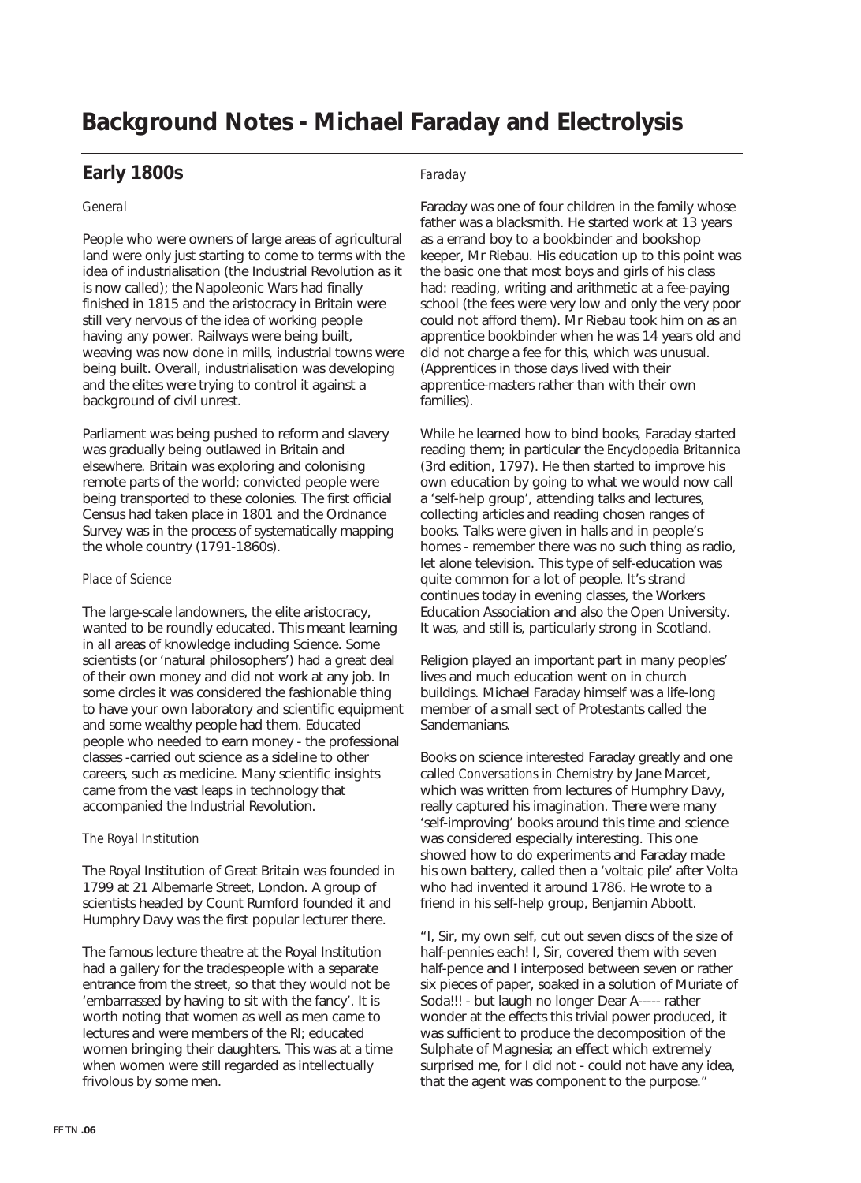# Background Notes - Michael Faraday and Electrolysis

## Early 1800s

*General*

People who were owners of large areas of agricultural land were only just starting to come to terms with the idea of industrialisation (the Industrial Revolution as it is now called); the Napoleonic Wars had finally finished in 1815 and the aristocracy in Britain were still very nervous of the idea of working people having any power. Railways were being built, weaving was now done in mills, industrial towns were being built. Overall, industrialisation was developing and the elites were trying to control it against a background of civil unrest.

Parliament was being pushed to reform and slavery was gradually being outlawed in Britain and elsewhere. Britain was exploring and colonising remote parts of the world; convicted people were being transported to these colonies. The first official Census had taken place in 1801 and the Ordnance Survey was in the process of systematically mapping the whole country (1791-1860s).

*Place of Science*

The large-scale landowners, the elite aristocracy, wanted to be roundly educated. This meant learning in all areas of knowledge including Science. Some scientists (or 'natural philosophers') had a great deal of their own money and did not work at any job. In some circles it was considered the fashionable thing to have your own laboratory and scientific equipment and some wealthy people had them. Educated people who needed to earn money - the professional classes -carried out science as a sideline to other careers, such as medicine. Many scientific insights came from the vast leaps in technology that accompanied the Industrial Revolution.

*The Royal Institution*

The Royal Institution of Great Britain was founded in 1799 at 21 Albemarle Street, London. A group of scientists headed by Count Rumford founded it and Humphry Davy was the first popular lecturer there.

The famous lecture theatre at the Royal Institution had a gallery for the tradespeople with a separate entrance from the street, so that they would not be 'embarrassed by having to sit with the fancy'. It is worth noting that women as well as men came to lectures and were members of the RI; educated women bringing their daughters. This was at a time when women were still regarded as intellectually frivolous by some men.

*Faraday*

Faraday was one of four children in the family whose father was a blacksmith. He started work at 13 years as a errand boy to a bookbinder and bookshop keeper, Mr Riebau. His education up to this point was the basic one that most boys and girls of his class had: reading, writing and arithmetic at a fee-paying school (the fees were very low and only the very poor could not afford them). Mr Riebau took him on as an apprentice bookbinder when he was 14 years old and did not charge a fee for this, which was unusual. (Apprentices in those days lived with their apprentice-masters rather than with their own families).

While he learned how to bind books, Faraday started reading them; in particular the *Encyclopedia Britannica* (3rd edition, 1797). He then started to improve his own education by going to what we would now call a 'self-help group', attending talks and lectures, collecting articles and reading chosen ranges of books. Talks were given in halls and in people's homes - remember there was no such thing as radio, let alone television. This type of self-education was quite common for a lot of people. It's strand continues today in evening classes, the Workers Education Association and also the Open University. It was, and still is, particularly strong in Scotland.

Religion played an important part in many peoples' lives and much education went on in church buildings. Michael Faraday himself was a life-long member of a small sect of Protestants called the Sandemanians.

Books on science interested Faraday greatly and one called *Conversations in Chemistry* by Jane Marcet, which was written from lectures of Humphry Davy, really captured his imagination. There were many 'self-improving' books around this time and science was considered especially interesting. This one showed how to do experiments and Faraday made his own battery, called then a 'voltaic pile' after Volta who had invented it around 1786. He wrote to a friend in his self-help group, Benjamin Abbott.

"I, Sir, my own self, cut out seven discs of the size of half-pennies each! I, Sir, covered them with seven half-pence and I interposed between seven or rather six pieces of paper, soaked in a solution of Muriate of Soda!!! - but laugh no longer Dear A----- rather wonder at the effects this trivial power produced, it was sufficient to produce the decomposition of the Sulphate of Magnesia; an effect which extremely surprised me, for I did not - could not have any idea, that the agent was component to the purpose."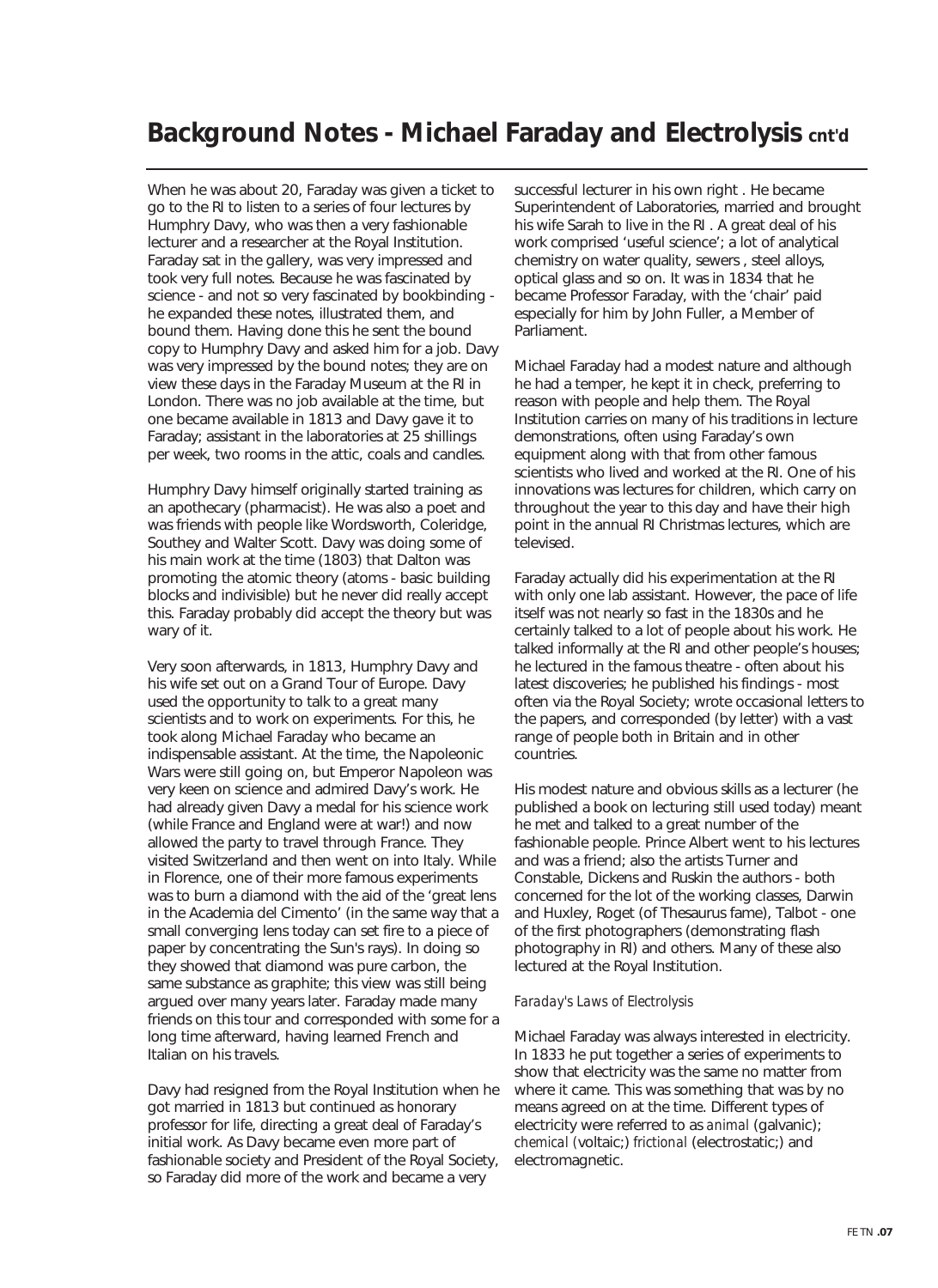# Background Notes - Michael Faraday and Electrolysis cnt'd

When he was about 20, Faraday was given a ticket to go to the RI to listen to a series of four lectures by Humphry Davy, who was then a very fashionable lecturer and a researcher at the Royal Institution. Faraday sat in the gallery, was very impressed and took very full notes. Because he was fascinated by science - and not so very fascinated by bookbinding - he expanded these notes, illustrated them, and bound them. Having done this he sent the bound copy to Humphry Davy and asked him for a job. Davy was very impressed by the bound notes; they are on view these days in the Faraday Museum at the RI in London. There was no job available at the time, but one became available in 1813 and Davy gave it to Faraday; assistant in the laboratories at 25 shillings per week, two rooms in the attic, coals and candles.

Humphry Davy himself originally started training as an apothecary (pharmacist). He was also a poet and was friends with people like Wordsworth, Coleridge, Southey and Walter Scott. Davy was doing some of his main work at the time (1803) that Dalton was promoting the atomic theory (atoms - basic building blocks and indivisible) but he never did really accept this. Faraday probably did accept the theory but was wary of it.

Very soon afterwards, in 1813, Humphry Davy and his wife set out on a Grand Tour of Europe. Davy used the opportunity to talk to a great many scientists and to work on experiments. For this, he took along Michael Faraday who became an indispensable assistant. At the time, the Napoleonic Wars were still going on, but Emperor Napoleon was very keen on science and admired Davy's work. He had already given Davy a medal for his science work (while France and England were at war!) and now allowed the party to travel through France. They visited Switzerland and then went on into Italy. While in Florence, one of their more famous experiments was to burn a diamond with the aid of the 'great lens in the Academia del Cimento' (in the same way that a small converging lens today can set fire to a piece of paper by concentrating the Sun's rays). In doing so they showed that diamond was pure carbon, the same substance as graphite; this view was still being argued over many years later. Faraday made many friends on this tour and corresponded with some for a long time afterward, having learned French and Italian on his travels.

Davy had resigned from the Royal Institution when he got married in 1813 but continued as honorary professor for life, directing a great deal of Faraday's initial work. As Davy became even more part of fashionable society and President of the Royal Society, so Faraday did more of the work and became a very successful lecturer in his own right . He became Superintendent of Laboratories, married and brought his wife Sarah to live in the RI . A great deal of his work comprised 'useful science'; a lot of analytical chemistry on water quality, sewers , steel alloys, optical glass and so on. It was in 1834 that he became Professor Faraday, with the 'chair' paid especially for him by John Fuller, a Member of Parliament.

Michael Faraday had a modest nature and although he had a temper, he kept it in check, preferring to reason with people and help them. The Royal Institution carries on many of his traditions in lecture demonstrations, often using Faraday's own equipment along with that from other famous scientists who lived and worked at the RI. One of his innovations was lectures for children, which carry on throughout the year to this day and have their high point in the annual RI Christmas lectures, which are televised.

Faraday actually did his experimentation at the RI with only one lab assistant. However, the pace of life itself was not nearly so fast in the 1830s and he certainly talked to a lot of people about his work. He talked informally at the RI and other people's houses; he lectured in the famous theatre - often about his latest discoveries; he published his findings - most often via the Royal Society; wrote occasional letters to the papers, and corresponded (by letter) with a vast range of people both in Britain and in other countries.

His modest nature and obvious skills as a lecturer (he published a book on lecturing still used today) meant he met and talked to a great number of the fashionable people. Prince Albert went to his lectures and was a friend; also the artists Turner and Constable, Dickens and Ruskin the authors - both concerned for the lot of the working classes, Darwin and Huxley, Roget (of Thesaurus fame), Talbot - one of the first photographers (demonstrating flash photography in RI) and others. Many of these also lectured at the Royal Institution.

*Faraday's Laws of Electrolysis*

Michael Faraday was always interested in electricity. In 1833 he put together a series of experiments to show that electricity was the same no matter from where it came. This was something that was by no means agreed on at the time. Different types of electricity were referred to as *animal* (galvanic); *chemical* (voltaic;) *frictional* (electrostatic;) and electromagnetic.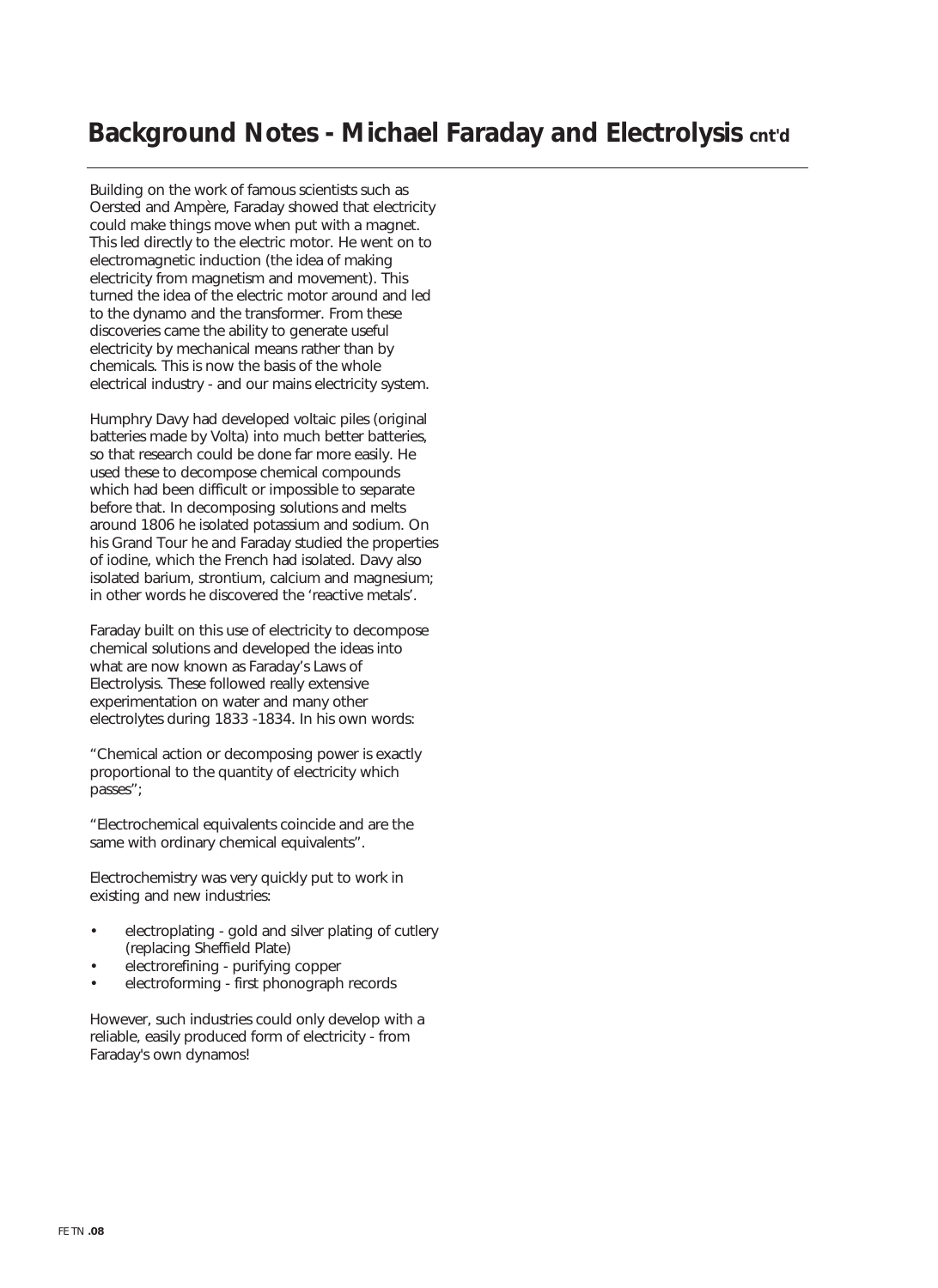# Background Notes - Michael Faraday and Electrolysis cnt'd

Building on the work of famous scientists such as Oersted and Ampère, Faraday showed that electricity could make things move when put with a magnet. This led directly to the electric motor. He went on to electromagnetic induction (the idea of making electricity from magnetism and movement). This turned the idea of the electric motor around and led to the dynamo and the transformer. From these discoveries came the ability to generate useful electricity by mechanical means rather than by chemicals. This is now the basis of the whole electrical industry - and our mains electricity system.

Humphry Davy had developed voltaic piles (original batteries made by Volta) into much better batteries, so that research could be done far more easily. He used these to decompose chemical compounds which had been difficult or impossible to separate before that. In decomposing solutions and melts around 1806 he isolated potassium and sodium. On his Grand Tour he and Faraday studied the properties of iodine, which the French had isolated. Davy also isolated barium, strontium, calcium and magnesium; in other words he discovered the 'reactive metals'.

Faraday built on this use of electricity to decompose chemical solutions and developed the ideas into what are now known as Faraday's Laws of Electrolysis. These followed really extensive experimentation on water and many other electrolytes during 1833 -1834. In his own words:

"Chemical action or decomposing power is exactly proportional to the quantity of electricity which passes";

"Electrochemical equivalents coincide and are the same with ordinary chemical equivalents".

Electrochemistry was very quickly put to work in existing and new industries:

- electroplating - gold and silver plating of cutlery (replacing Sheffield Plate)
- electrorefining - purifying copper
- electroforming - first phonograph records

However, such industries could only develop with a reliable, easily produced form of electricity - from Faraday's own dynamos!